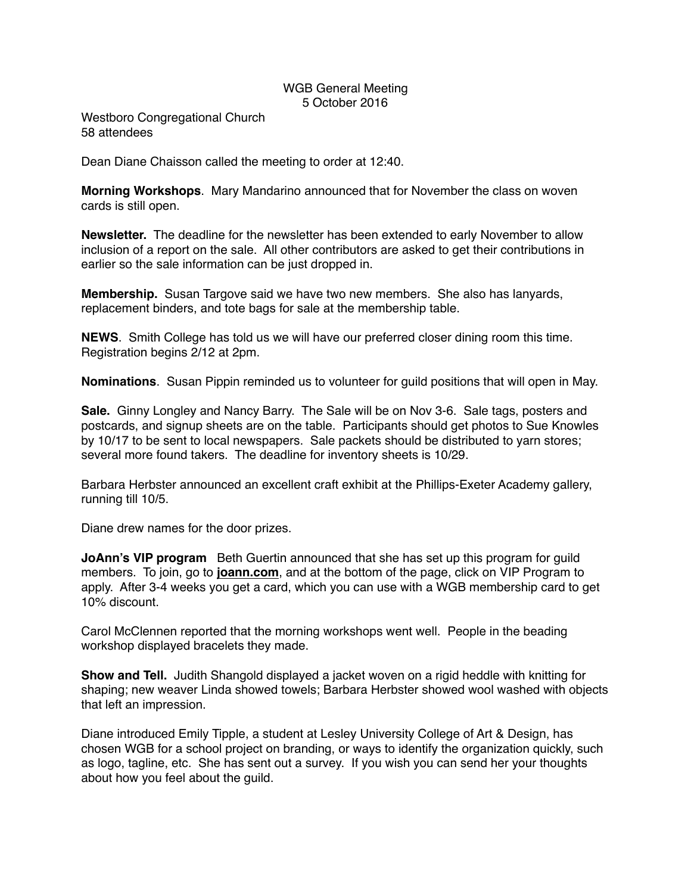WGB General Meeting
5 October 2016

Westboro Congregational Church
58 attendees

Dean Diane Chaisson called the meeting to order at 12:40.

**Morning Workshops**. Mary Mandarino announced that for November the class on woven cards is still open.

**Newsletter.** The deadline for the newsletter has been extended to early November to allow inclusion of a report on the sale. All other contributors are asked to get their contributions in earlier so the sale information can be just dropped in.

**Membership.** Susan Targove said we have two new members. She also has lanyards, replacement binders, and tote bags for sale at the membership table.

**NEWS**. Smith College has told us we will have our preferred closer dining room this time. Registration begins 2/12 at 2pm.

**Nominations**. Susan Pippin reminded us to volunteer for guild positions that will open in May.

**Sale.** Ginny Longley and Nancy Barry. The Sale will be on Nov 3-6. Sale tags, posters and postcards, and signup sheets are on the table. Participants should get photos to Sue Knowles by 10/17 to be sent to local newspapers. Sale packets should be distributed to yarn stores; several more found takers. The deadline for inventory sheets is 10/29.

Barbara Herbster announced an excellent craft exhibit at the Phillips-Exeter Academy gallery, running till 10/5.

Diane drew names for the door prizes.

**JoAnn's VIP program** Beth Guertin announced that she has set up this program for guild members. To join, go to **joann.com**, and at the bottom of the page, click on VIP Program to apply. After 3-4 weeks you get a card, which you can use with a WGB membership card to get 10% discount.

Carol McClennen reported that the morning workshops went well. People in the beading workshop displayed bracelets they made.

**Show and Tell.** Judith Shangold displayed a jacket woven on a rigid heddle with knitting for shaping; new weaver Linda showed towels; Barbara Herbster showed wool washed with objects that left an impression.

Diane introduced Emily Tipple, a student at Lesley University College of Art & Design, has chosen WGB for a school project on branding, or ways to identify the organization quickly, such as logo, tagline, etc. She has sent out a survey. If you wish you can send her your thoughts about how you feel about the guild.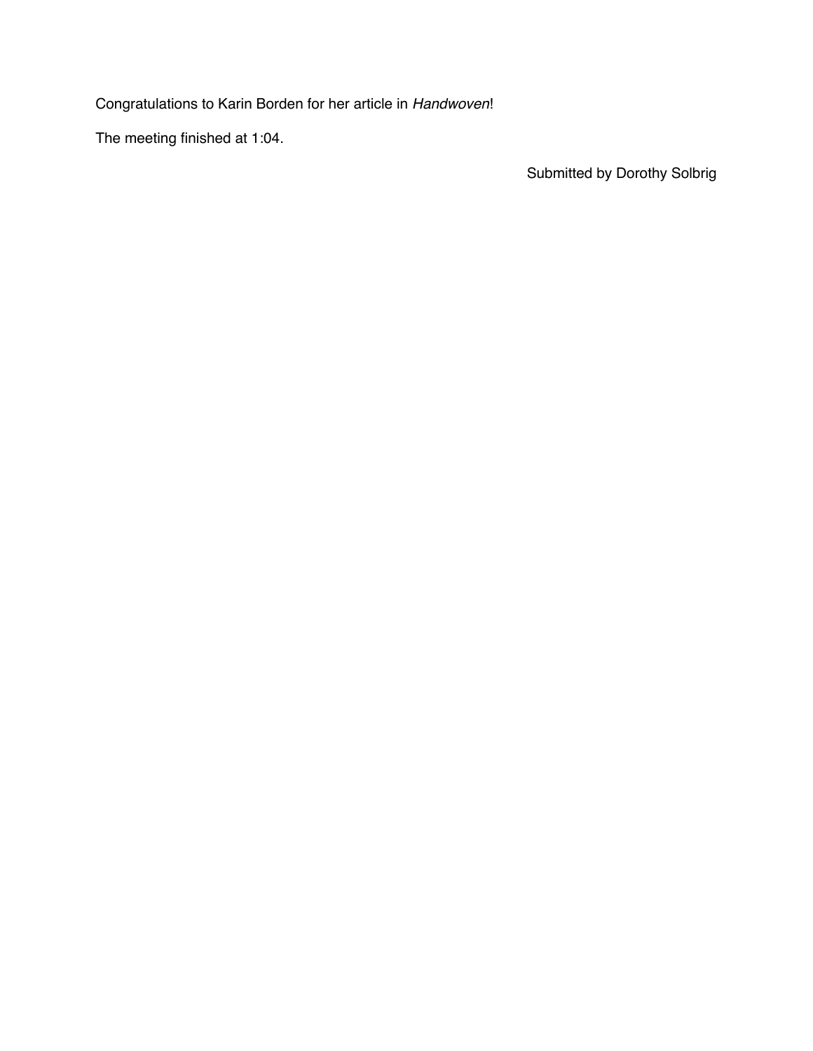Congratulations to Karin Borden for her article in *Handwoven*!

The meeting finished at 1:04.

Submitted by Dorothy Solbrig